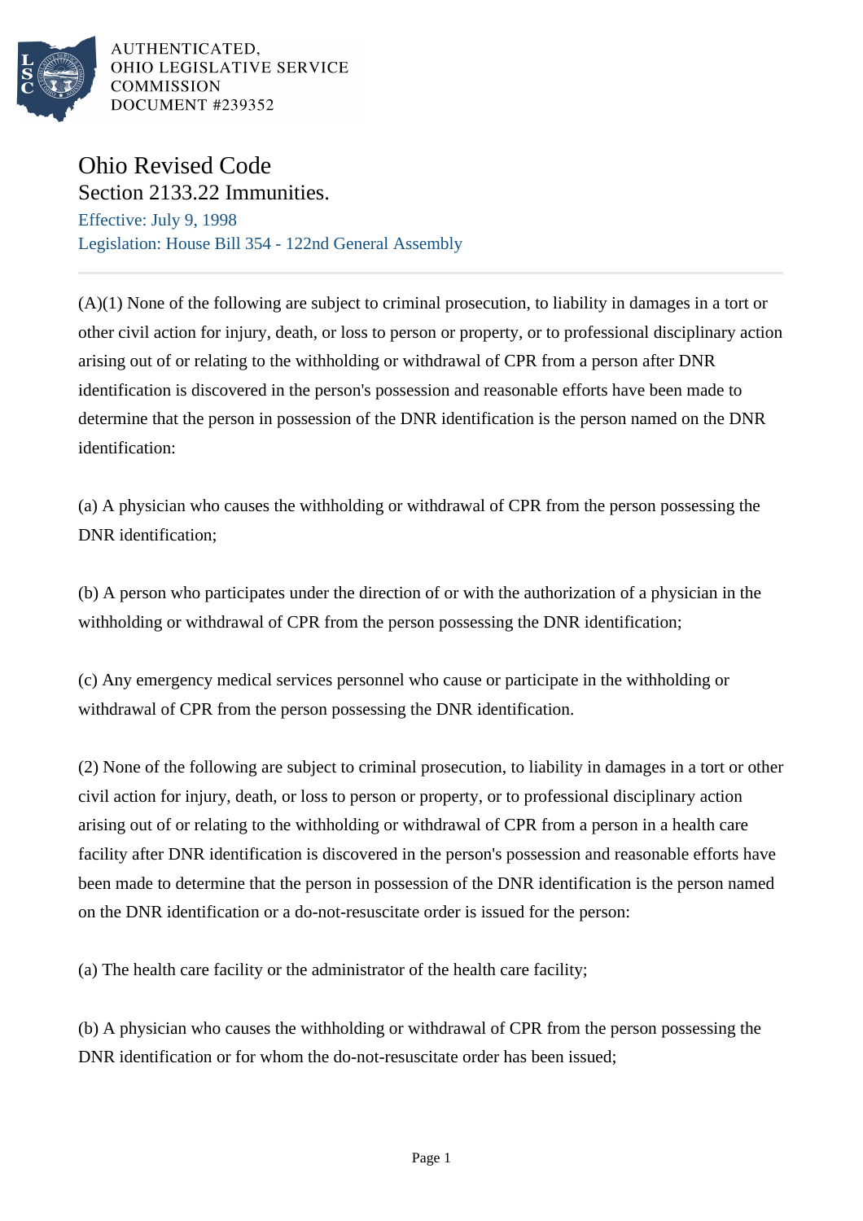AUTHENTICATED,
OHIO LEGISLATIVE SERVICE
COMMISSION
DOCUMENT #239352

# Ohio Revised Code

## Section 2133.22 Immunities.

Effective: July 9, 1998

Legislation: House Bill 354 - 122nd General Assembly

---

(A)(1) None of the following are subject to criminal prosecution, to liability in damages in a tort or other civil action for injury, death, or loss to person or property, or to professional disciplinary action arising out of or relating to the withholding or withdrawal of CPR from a person after DNR identification is discovered in the person's possession and reasonable efforts have been made to determine that the person in possession of the DNR identification is the person named on the DNR identification:

(a) A physician who causes the withholding or withdrawal of CPR from the person possessing the DNR identification;

(b) A person who participates under the direction of or with the authorization of a physician in the withholding or withdrawal of CPR from the person possessing the DNR identification;

(c) Any emergency medical services personnel who cause or participate in the withholding or withdrawal of CPR from the person possessing the DNR identification.

(2) None of the following are subject to criminal prosecution, to liability in damages in a tort or other civil action for injury, death, or loss to person or property, or to professional disciplinary action arising out of or relating to the withholding or withdrawal of CPR from a person in a health care facility after DNR identification is discovered in the person's possession and reasonable efforts have been made to determine that the person in possession of the DNR identification is the person named on the DNR identification or a do-not-resuscitate order is issued for the person:

(a) The health care facility or the administrator of the health care facility;

(b) A physician who causes the withholding or withdrawal of CPR from the person possessing the DNR identification or for whom the do-not-resuscitate order has been issued;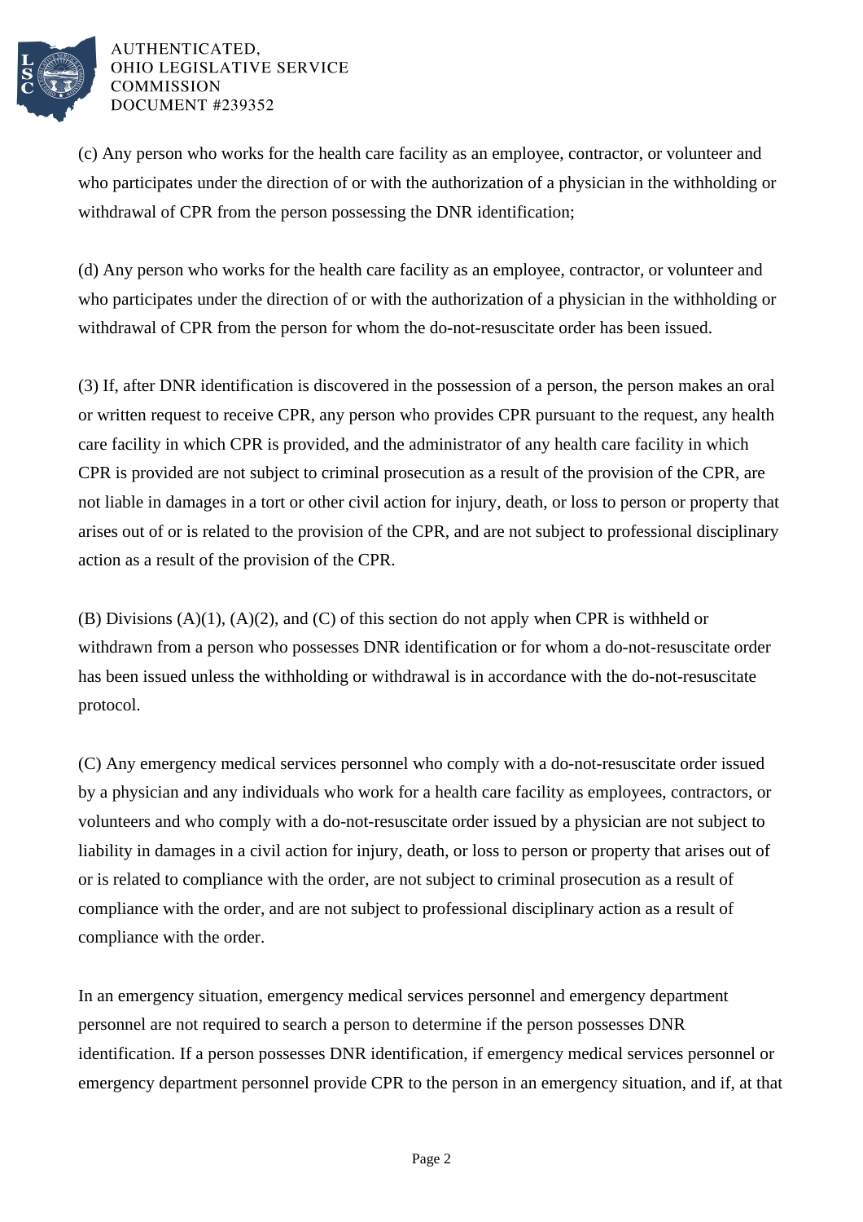(c) Any person who works for the health care facility as an employee, contractor, or volunteer and who participates under the direction of or with the authorization of a physician in the withholding or withdrawal of CPR from the person possessing the DNR identification;

(d) Any person who works for the health care facility as an employee, contractor, or volunteer and who participates under the direction of or with the authorization of a physician in the withholding or withdrawal of CPR from the person for whom the do-not-resuscitate order has been issued.

(3) If, after DNR identification is discovered in the possession of a person, the person makes an oral or written request to receive CPR, any person who provides CPR pursuant to the request, any health care facility in which CPR is provided, and the administrator of any health care facility in which CPR is provided are not subject to criminal prosecution as a result of the provision of the CPR, are not liable in damages in a tort or other civil action for injury, death, or loss to person or property that arises out of or is related to the provision of the CPR, and are not subject to professional disciplinary action as a result of the provision of the CPR.

(B) Divisions (A)(1), (A)(2), and (C) of this section do not apply when CPR is withheld or withdrawn from a person who possesses DNR identification or for whom a do-not-resuscitate order has been issued unless the withholding or withdrawal is in accordance with the do-not-resuscitate protocol.

(C) Any emergency medical services personnel who comply with a do-not-resuscitate order issued by a physician and any individuals who work for a health care facility as employees, contractors, or volunteers and who comply with a do-not-resuscitate order issued by a physician are not subject to liability in damages in a civil action for injury, death, or loss to person or property that arises out of or is related to compliance with the order, are not subject to criminal prosecution as a result of compliance with the order, and are not subject to professional disciplinary action as a result of compliance with the order.

In an emergency situation, emergency medical services personnel and emergency department personnel are not required to search a person to determine if the person possesses DNR identification. If a person possesses DNR identification, if emergency medical services personnel or emergency department personnel provide CPR to the person in an emergency situation, and if, at that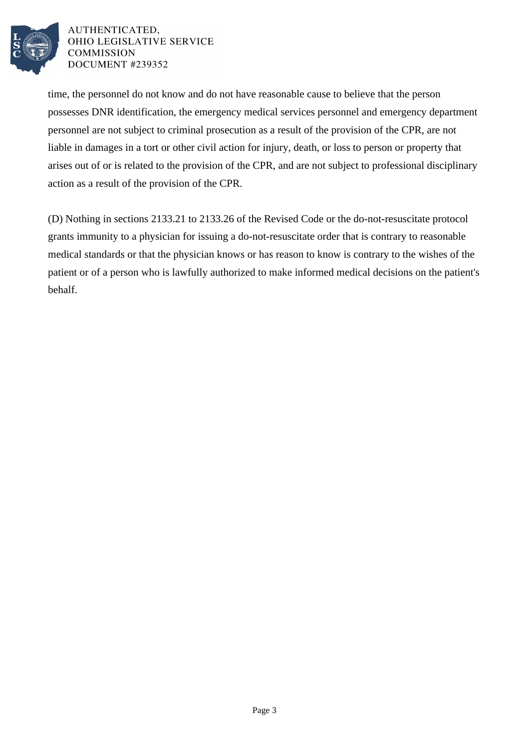time, the personnel do not know and do not have reasonable cause to believe that the person possesses DNR identification, the emergency medical services personnel and emergency department personnel are not subject to criminal prosecution as a result of the provision of the CPR, are not liable in damages in a tort or other civil action for injury, death, or loss to person or property that arises out of or is related to the provision of the CPR, and are not subject to professional disciplinary action as a result of the provision of the CPR.

(D) Nothing in sections 2133.21 to 2133.26 of the Revised Code or the do-not-resuscitate protocol grants immunity to a physician for issuing a do-not-resuscitate order that is contrary to reasonable medical standards or that the physician knows or has reason to know is contrary to the wishes of the patient or of a person who is lawfully authorized to make informed medical decisions on the patient's behalf.